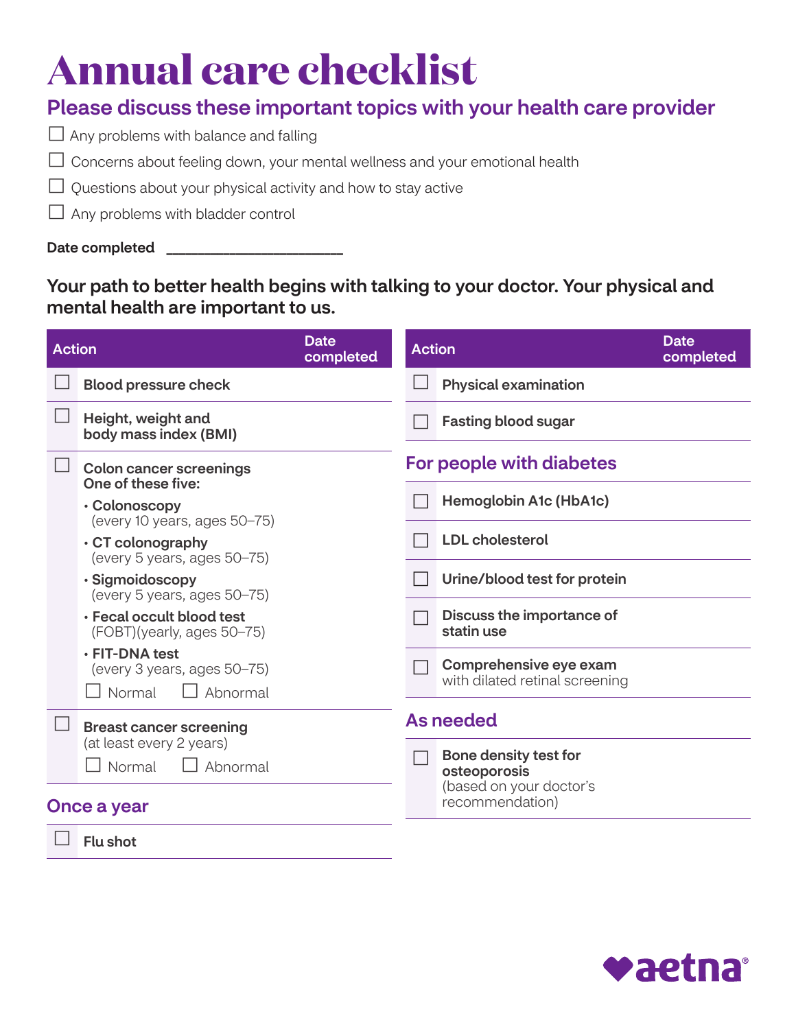# Annual care checklist

## Please discuss these important topics with your health care provider

- ☐ Any problems with balance and falling
- ☐ Concerns about feeling down, your mental wellness and your emotional health
- ☐ Questions about your physical activity and how to stay active
- ☐ Any problems with bladder control

**Date completed** ______________________

**Your path to better health begins with talking to your doctor. Your physical and mental health are important to us.**

| Action | Date completed |
|---|---|
| ☐ **Blood pressure check** | |
| ☐ **Height, weight and body mass index (BMI)** | |
| ☐ **Colon cancer screenings One of these five:**<br>• **Colonoscopy** (every 10 years, ages 50–75)<br>• **CT colonography** (every 5 years, ages 50–75)<br>• **Sigmoidoscopy** (every 5 years, ages 50–75)<br>• **Fecal occult blood test** (FOBT)(yearly, ages 50–75)<br>• **FIT-DNA test** (every 3 years, ages 50–75)<br>☐ Normal ☐ Abnormal | |
| ☐ **Breast cancer screening** (at least every 2 years)<br>☐ Normal ☐ Abnormal | |

## Once a year

| Action | Date completed |
|---|---|
| ☐ **Flu shot** | |

| Action | Date completed |
|---|---|
| ☐ **Physical examination** | |
| ☐ **Fasting blood sugar** | |

## For people with diabetes

| Action | Date completed |
|---|---|
| ☐ **Hemoglobin A1c (HbA1c)** | |
| ☐ **LDL cholesterol** | |
| ☐ **Urine/blood test for protein** | |
| ☐ **Discuss the importance of statin use** | |
| ☐ **Comprehensive eye exam** with dilated retinal screening | |

## As needed

| Action | Date completed |
|---|---|
| ☐ **Bone density test for osteoporosis** (based on your doctor's recommendation) | |

aetna®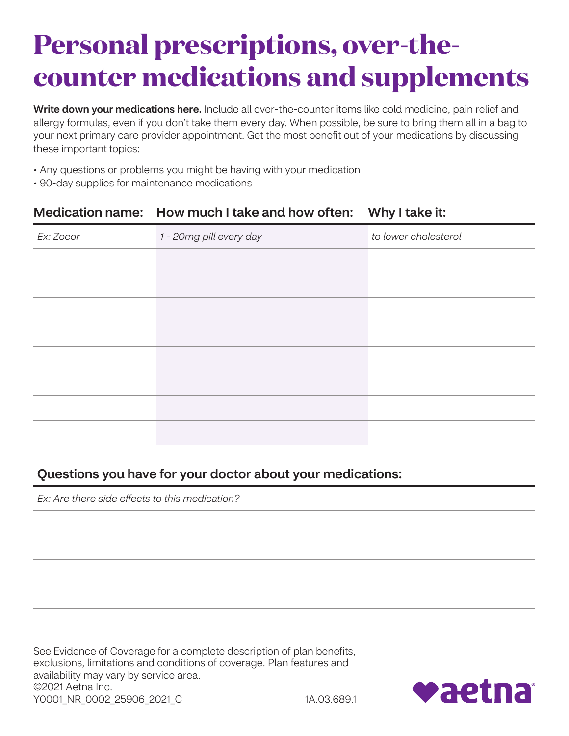# Personal prescriptions, over-the-counter medications and supplements

**Write down your medications here.** Include all over-the-counter items like cold medicine, pain relief and allergy formulas, even if you don't take them every day. When possible, be sure to bring them all in a bag to your next primary care provider appointment. Get the most benefit out of your medications by discussing these important topics:

- Any questions or problems you might be having with your medication
- 90-day supplies for maintenance medications

| Medication name: | How much I take and how often: | Why I take it: |
|---|---|---|
| *Ex: Zocor* | *1 - 20mg pill every day* | *to lower cholesterol* |
| | | |
| | | |
| | | |
| | | |
| | | |
| | | |
| | | |
| | | |

## Questions you have for your doctor about your medications:

*Ex: Are there side effects to this medication?*

See Evidence of Coverage for a complete description of plan benefits, exclusions, limitations and conditions of coverage. Plan features and availability may vary by service area.
©2021 Aetna Inc.
Y0001_NR_0002_25906_2021_C 1A.03.689.1

aetna®